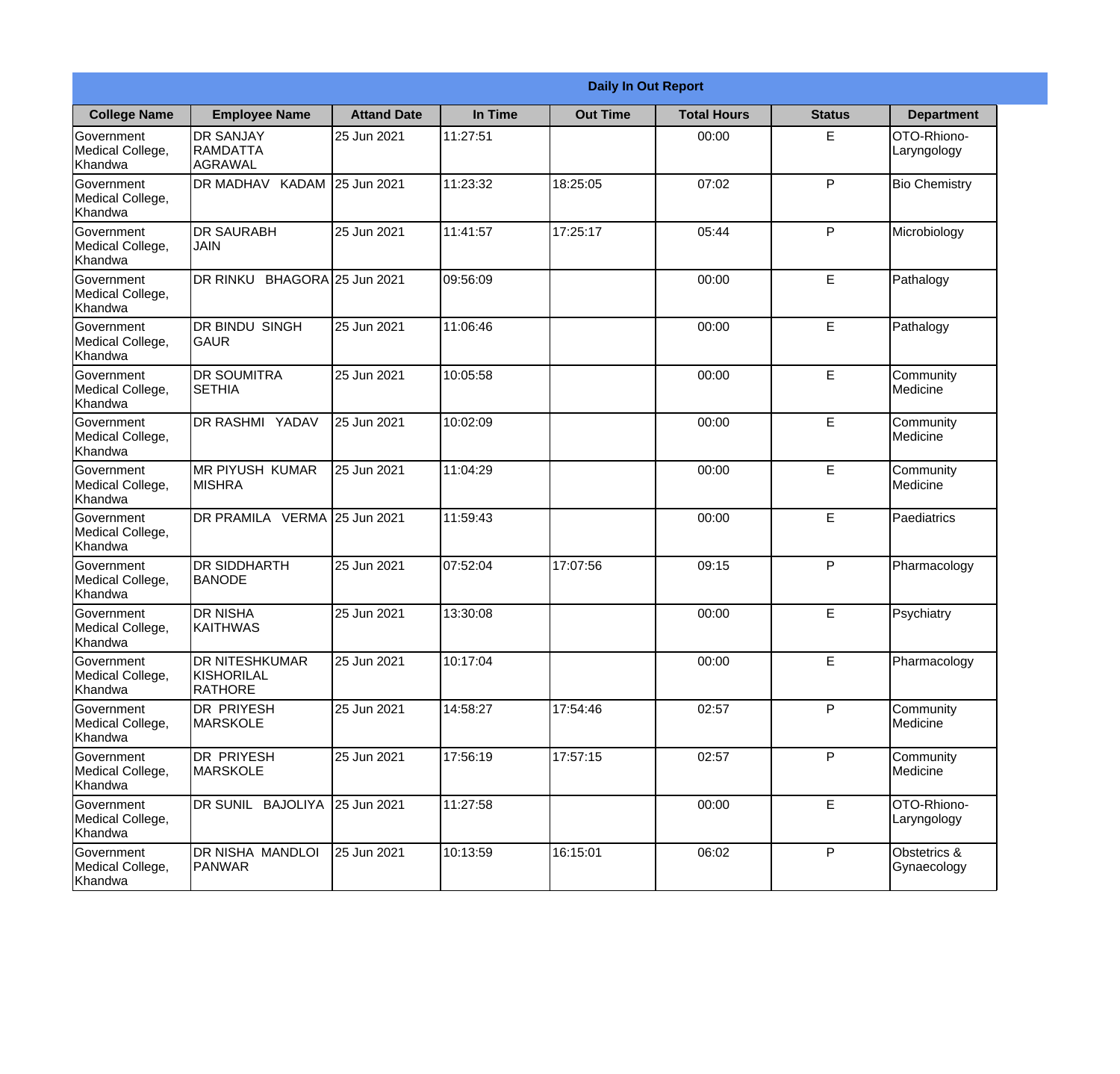## Daily In Out Report

| College Name | Employee Name | Attand Date | In Time | Out Time | Total Hours | Status | Department |
|---|---|---|---|---|---|---|---|
| Government Medical College, Khandwa | DR SANJAY RAMDATTA AGRAWAL | 25 Jun 2021 | 11:27:51 | | 00:00 | E | OTO-Rhiono-Laryngology |
| Government Medical College, Khandwa | DR MADHAV KADAM | 25 Jun 2021 | 11:23:32 | 18:25:05 | 07:02 | P | Bio Chemistry |
| Government Medical College, Khandwa | DR SAURABH JAIN | 25 Jun 2021 | 11:41:57 | 17:25:17 | 05:44 | P | Microbiology |
| Government Medical College, Khandwa | DR RINKU BHAGORA | 25 Jun 2021 | 09:56:09 | | 00:00 | E | Pathalogy |
| Government Medical College, Khandwa | DR BINDU SINGH GAUR | 25 Jun 2021 | 11:06:46 | | 00:00 | E | Pathalogy |
| Government Medical College, Khandwa | DR SOUMITRA SETHIA | 25 Jun 2021 | 10:05:58 | | 00:00 | E | Community Medicine |
| Government Medical College, Khandwa | DR RASHMI YADAV | 25 Jun 2021 | 10:02:09 | | 00:00 | E | Community Medicine |
| Government Medical College, Khandwa | MR PIYUSH KUMAR MISHRA | 25 Jun 2021 | 11:04:29 | | 00:00 | E | Community Medicine |
| Government Medical College, Khandwa | DR PRAMILA VERMA | 25 Jun 2021 | 11:59:43 | | 00:00 | E | Paediatrics |
| Government Medical College, Khandwa | DR SIDDHARTH BANODE | 25 Jun 2021 | 07:52:04 | 17:07:56 | 09:15 | P | Pharmacology |
| Government Medical College, Khandwa | DR NISHA KAITHWAS | 25 Jun 2021 | 13:30:08 | | 00:00 | E | Psychiatry |
| Government Medical College, Khandwa | DR NITESHKUMAR KISHORILAL RATHORE | 25 Jun 2021 | 10:17:04 | | 00:00 | E | Pharmacology |
| Government Medical College, Khandwa | DR PRIYESH MARSKOLE | 25 Jun 2021 | 14:58:27 | 17:54:46 | 02:57 | P | Community Medicine |
| Government Medical College, Khandwa | DR PRIYESH MARSKOLE | 25 Jun 2021 | 17:56:19 | 17:57:15 | 02:57 | P | Community Medicine |
| Government Medical College, Khandwa | DR SUNIL BAJOLIYA | 25 Jun 2021 | 11:27:58 | | 00:00 | E | OTO-Rhiono-Laryngology |
| Government Medical College, Khandwa | DR NISHA MANDLOI PANWAR | 25 Jun 2021 | 10:13:59 | 16:15:01 | 06:02 | P | Obstetrics & Gynaecology |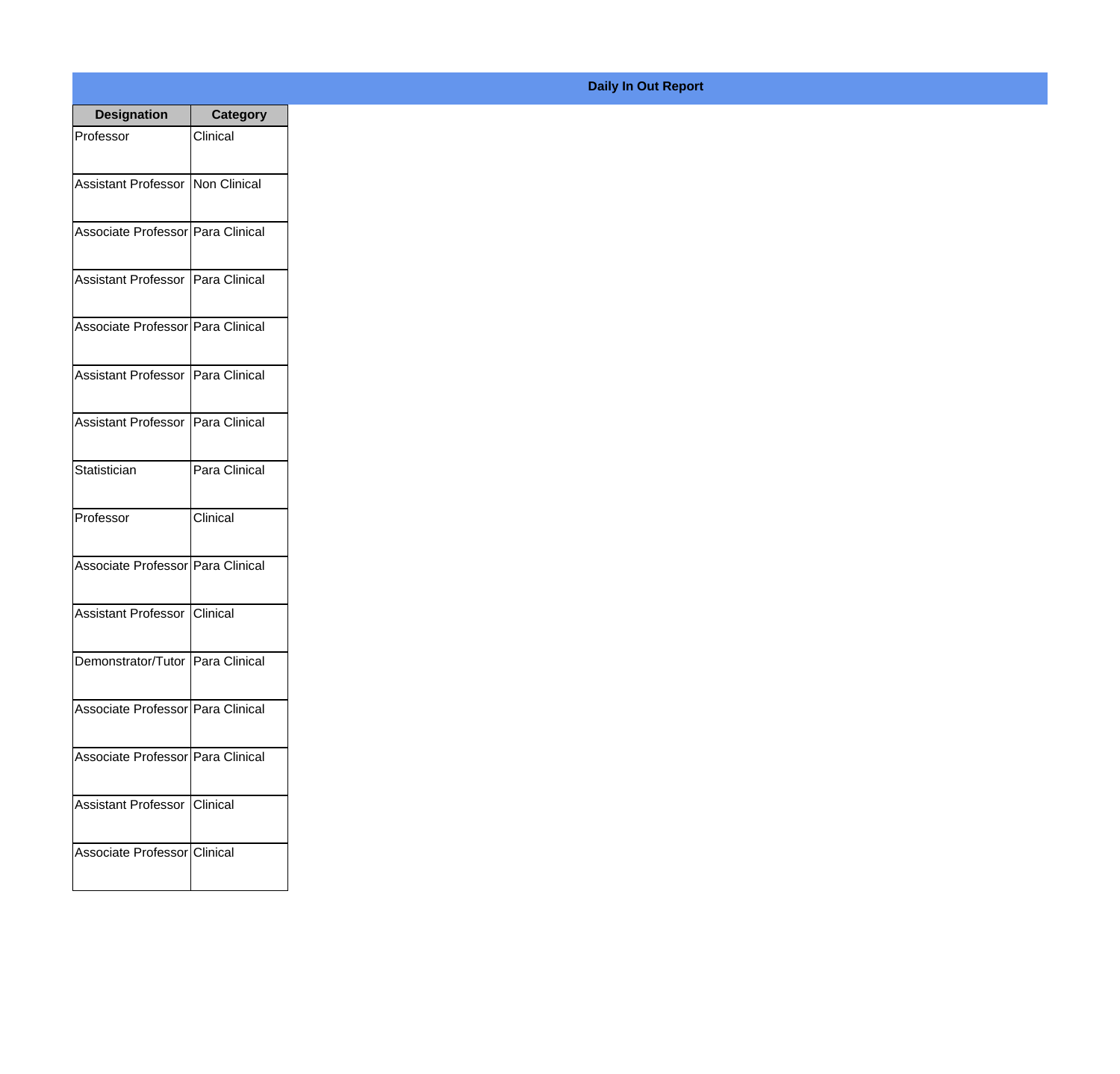**Daily In Out Report**

| Designation | Category |
|---|---|
| Professor | Clinical |
| Assistant Professor | Non Clinical |
| Associate Professor | Para Clinical |
| Assistant Professor | Para Clinical |
| Associate Professor | Para Clinical |
| Assistant Professor | Para Clinical |
| Assistant Professor | Para Clinical |
| Statistician | Para Clinical |
| Professor | Clinical |
| Associate Professor | Para Clinical |
| Assistant Professor | Clinical |
| Demonstrator/Tutor | Para Clinical |
| Associate Professor | Para Clinical |
| Associate Professor | Para Clinical |
| Assistant Professor | Clinical |
| Associate Professor | Clinical |